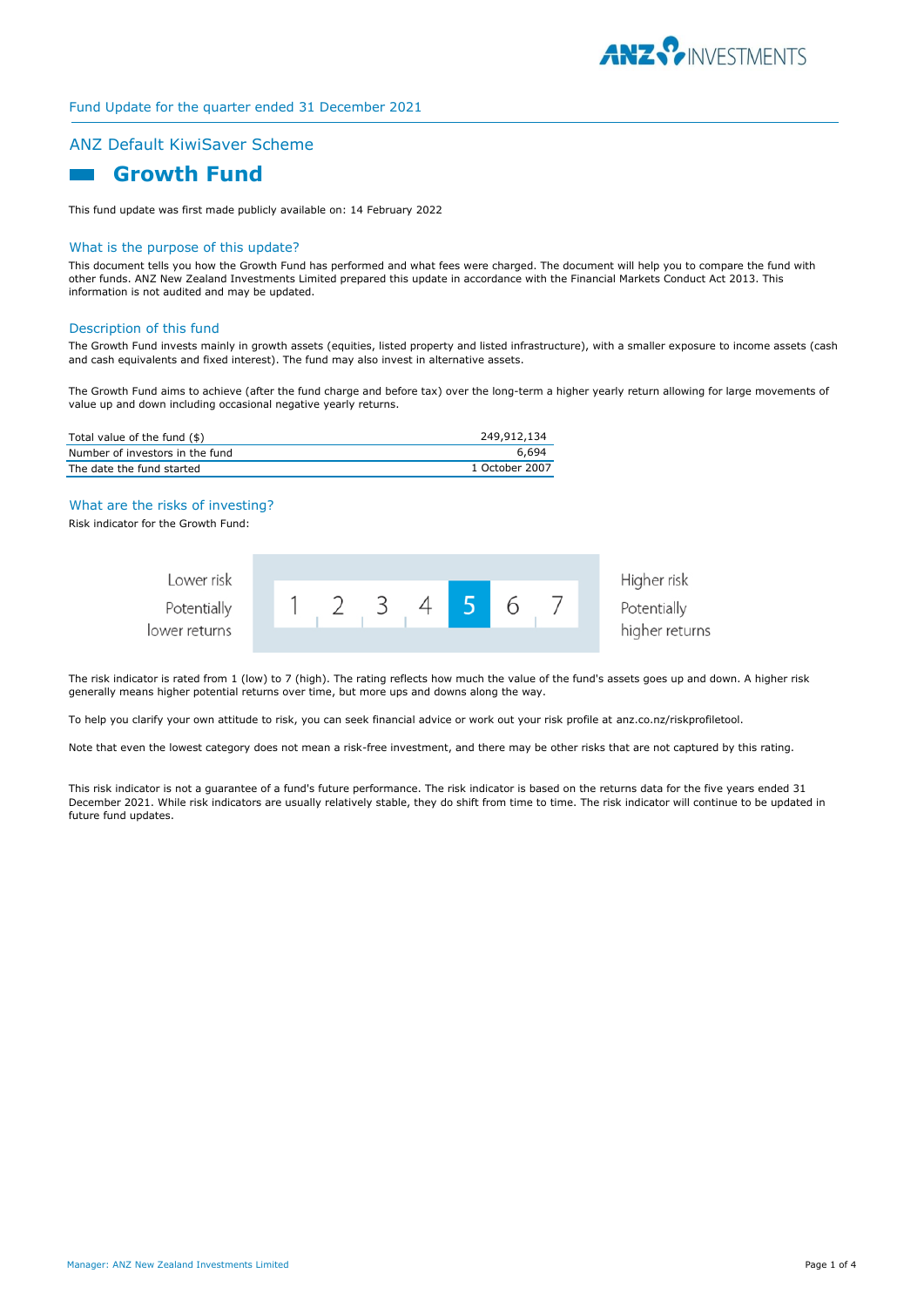Fund Update for the quarter ended 31 December 2021

## ANZ Default KiwiSaver Scheme

# Growth Fund

This fund update was first made publicly available on: 14 February 2022

## What is the purpose of this update?

This document tells you how the Growth Fund has performed and what fees were charged. The document will help you to compare the fund with other funds. ANZ New Zealand Investments Limited prepared this update in accordance with the Financial Markets Conduct Act 2013. This information is not audited and may be updated.

## Description of this fund

The Growth Fund invests mainly in growth assets (equities, listed property and listed infrastructure), with a smaller exposure to income assets (cash and cash equivalents and fixed interest). The fund may also invest in alternative assets.

The Growth Fund aims to achieve (after the fund charge and before tax) over the long-term a higher yearly return allowing for large movements of value up and down including occasional negative yearly returns.

| | |
|---|---|
| Total value of the fund ($) | 249,912,134 |
| Number of investors in the fund | 6,694 |
| The date the fund started | 1 October 2007 |

## What are the risks of investing?

Risk indicator for the Growth Fund:

| Lower risk<br>Potentially lower returns | 1 | 2 | 3 | 4 | **5** | 6 | 7 | Higher risk<br>Potentially higher returns |
|---|---|---|---|---|---|---|---|---|

The risk indicator is rated from 1 (low) to 7 (high). The rating reflects how much the value of the fund's assets goes up and down. A higher risk generally means higher potential returns over time, but more ups and downs along the way.

To help you clarify your own attitude to risk, you can seek financial advice or work out your risk profile at anz.co.nz/riskprofiletool.

Note that even the lowest category does not mean a risk-free investment, and there may be other risks that are not captured by this rating.

This risk indicator is not a guarantee of a fund's future performance. The risk indicator is based on the returns data for the five years ended 31 December 2021. While risk indicators are usually relatively stable, they do shift from time to time. The risk indicator will continue to be updated in future fund updates.

Manager: ANZ New Zealand Investments Limited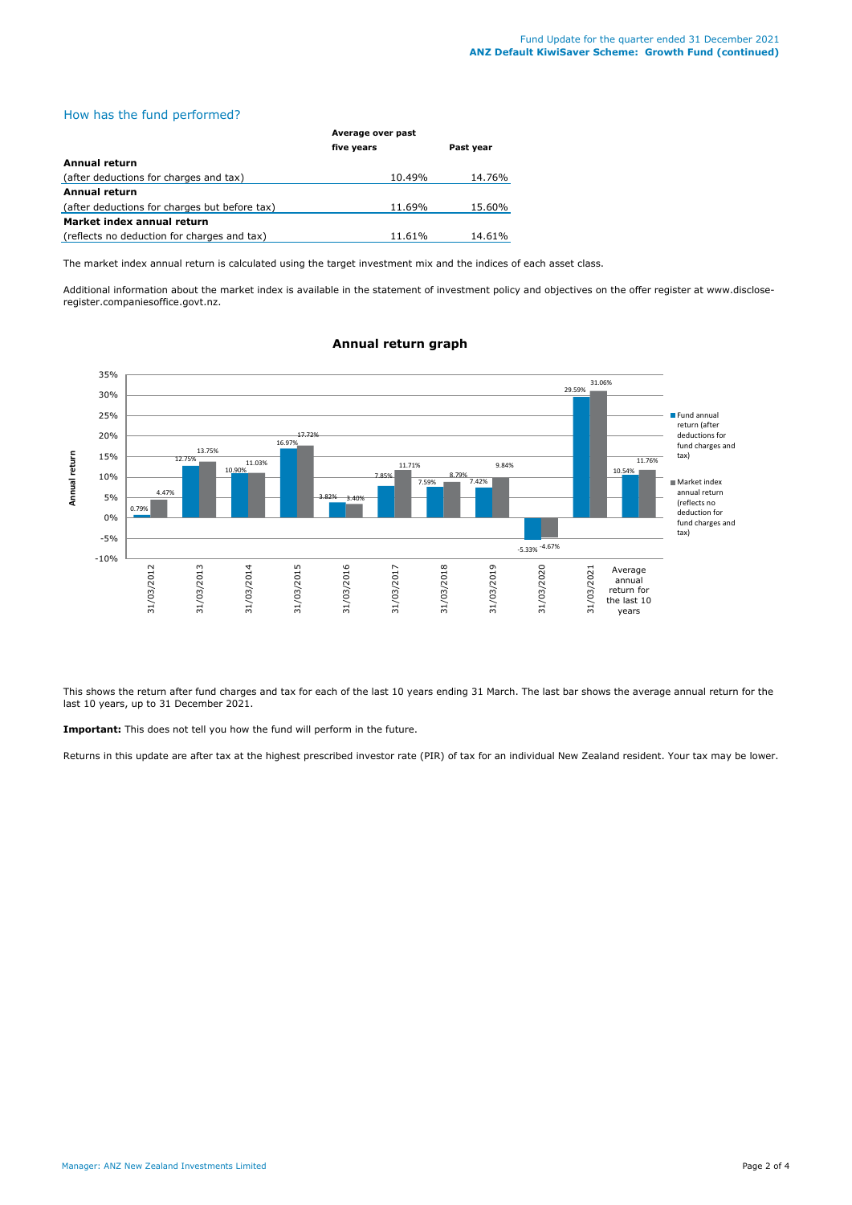## How has the fund performed?

| | Average over past five years | Past year |
|---|---|---|
| **Annual return** | | |
| (after deductions for charges and tax) | 10.49% | 14.76% |
| **Annual return** | | |
| (after deductions for charges but before tax) | 11.69% | 15.60% |
| **Market index annual return** | | |
| (reflects no deduction for charges and tax) | 11.61% | 14.61% |

The market index annual return is calculated using the target investment mix and the indices of each asset class.

Additional information about the market index is available in the statement of investment policy and objectives on the offer register at www.disclose-register.companiesoffice.govt.nz.

### Annual return graph

| | Fund annual return (after deductions for fund charges and tax) | Market index annual return (reflects no deduction for fund charges and tax) |
|---|---|---|
| 31/03/2012 | 0.79% | 4.47% |
| 31/03/2013 | 12.75% | 13.75% |
| 31/03/2014 | 10.90% | 11.03% |
| 31/03/2015 | 16.97% | 17.72% |
| 31/03/2016 | 3.82% | 3.40% |
| 31/03/2017 | 7.85% | 11.71% |
| 31/03/2018 | 7.59% | 8.79% |
| 31/03/2019 | 7.42% | 9.84% |
| 31/03/2020 | -5.33% | -4.67% |
| 31/03/2021 | 29.59% | 31.06% |
| Average annual return for the last 10 years | 10.54% | 11.76% |

This shows the return after fund charges and tax for each of the last 10 years ending 31 March. The last bar shows the average annual return for the last 10 years, up to 31 December 2021.

**Important:** This does not tell you how the fund will perform in the future.

Returns in this update are after tax at the highest prescribed investor rate (PIR) of tax for an individual New Zealand resident. Your tax may be lower.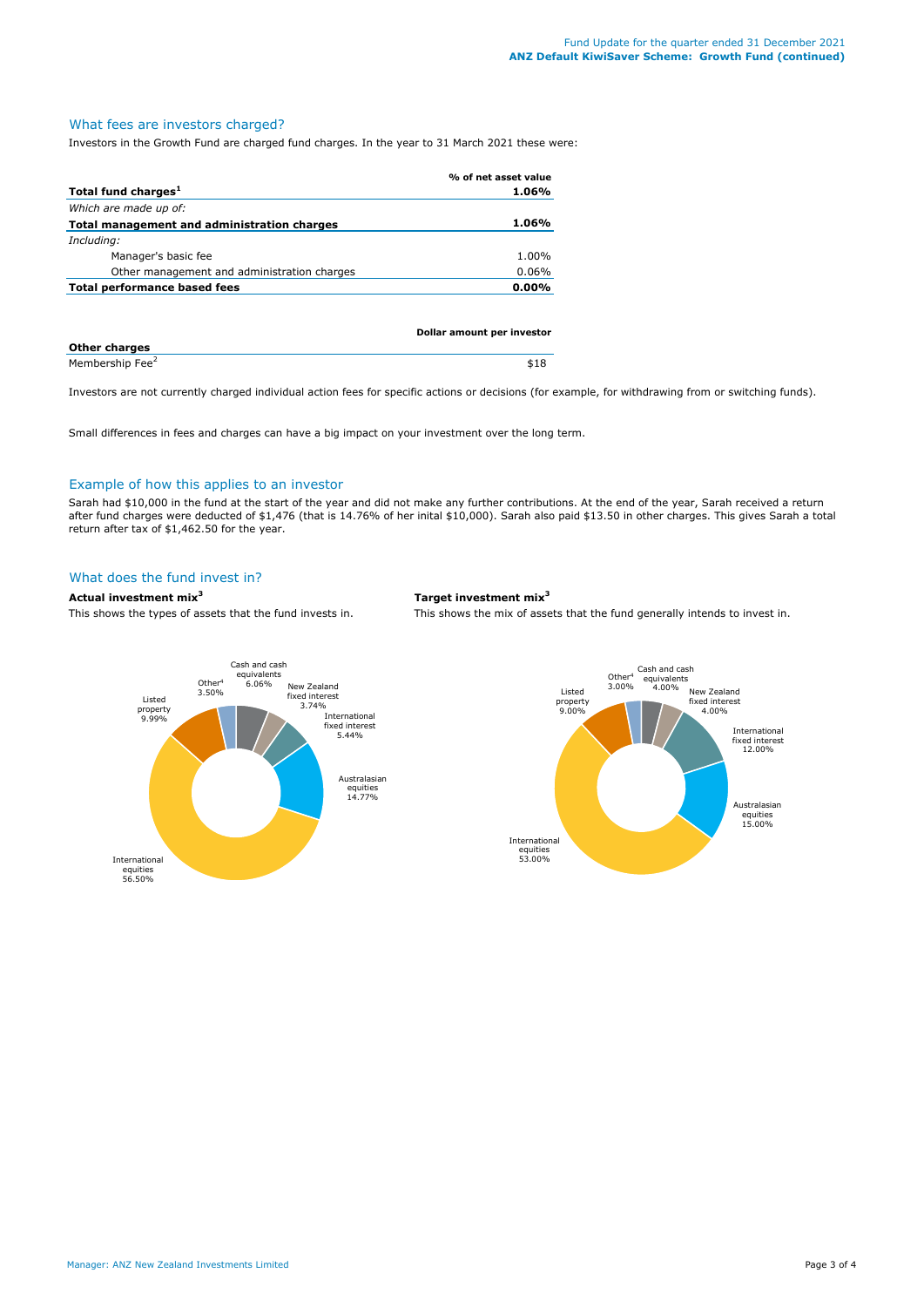## What fees are investors charged?

Investors in the Growth Fund are charged fund charges. In the year to 31 March 2021 these were:

| | % of net asset value |
|---|---|
| **Total fund charges**[1] | **1.06%** |
| *Which are made up of:* | |
| **Total management and administration charges** | **1.06%** |
| *Including:* | |
| Manager's basic fee | 1.00% |
| Other management and administration charges | 0.06% |
| **Total performance based fees** | **0.00%** |

| **Other charges** | **Dollar amount per investor** |
|---|---|
| Membership Fee[2] | $18 |

Investors are not currently charged individual action fees for specific actions or decisions (for example, for withdrawing from or switching funds).

Small differences in fees and charges can have a big impact on your investment over the long term.

## Example of how this applies to an investor

Sarah had $10,000 in the fund at the start of the year and did not make any further contributions. At the end of the year, Sarah received a return after fund charges were deducted of $1,476 (that is 14.76% of her inital $10,000). Sarah also paid $13.50 in other charges. This gives Sarah a total return after tax of $1,462.50 for the year.

## What does the fund invest in?

**Actual investment mix**[3]

This shows the types of assets that the fund invests in.

| Asset type | % |
|---|---|
| Cash and cash equivalents | 6.06% |
| New Zealand fixed interest | 3.74% |
| International fixed interest | 5.44% |
| Australasian equities | 14.77% |
| International equities | 56.50% |
| Listed property | 9.99% |
| Other[4] | 3.50% |

**Target investment mix**[3]

This shows the mix of assets that the fund generally intends to invest in.

| Asset type | % |
|---|---|
| Cash and cash equivalents | 4.00% |
| New Zealand fixed interest | 4.00% |
| International fixed interest | 12.00% |
| Australasian equities | 15.00% |
| International equities | 53.00% |
| Listed property | 9.00% |
| Other[4] | 3.00% |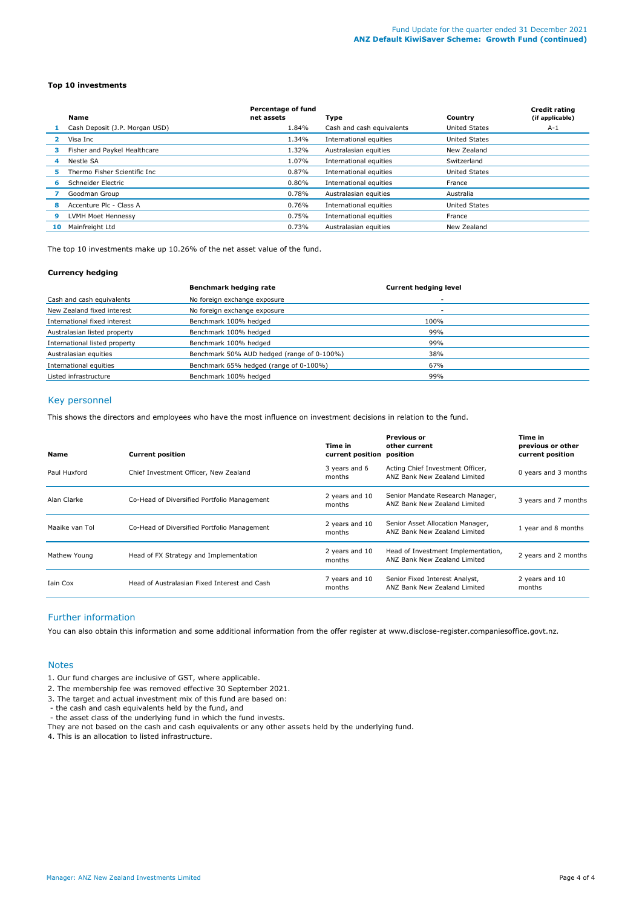### Top 10 investments

| | Name | Percentage of fund net assets | Type | Country | Credit rating (if applicable) |
|---|---|---|---|---|---|
| 1 | Cash Deposit (J.P. Morgan USD) | 1.84% | Cash and cash equivalents | United States | A-1 |
| 2 | Visa Inc | 1.34% | International equities | United States | |
| 3 | Fisher and Paykel Healthcare | 1.32% | Australasian equities | New Zealand | |
| 4 | Nestle SA | 1.07% | International equities | Switzerland | |
| 5 | Thermo Fisher Scientific Inc | 0.87% | International equities | United States | |
| 6 | Schneider Electric | 0.80% | International equities | France | |
| 7 | Goodman Group | 0.78% | Australasian equities | Australia | |
| 8 | Accenture Plc - Class A | 0.76% | International equities | United States | |
| 9 | LVMH Moet Hennessy | 0.75% | International equities | France | |
| 10 | Mainfreight Ltd | 0.73% | Australasian equities | New Zealand | |

The top 10 investments make up 10.26% of the net asset value of the fund.

### Currency hedging

| | Benchmark hedging rate | Current hedging level |
|---|---|---|
| Cash and cash equivalents | No foreign exchange exposure | - |
| New Zealand fixed interest | No foreign exchange exposure | - |
| International fixed interest | Benchmark 100% hedged | 100% |
| Australasian listed property | Benchmark 100% hedged | 99% |
| International listed property | Benchmark 100% hedged | 99% |
| Australasian equities | Benchmark 50% AUD hedged (range of 0-100%) | 38% |
| International equities | Benchmark 65% hedged (range of 0-100%) | 67% |
| Listed infrastructure | Benchmark 100% hedged | 99% |

## Key personnel

This shows the directors and employees who have the most influence on investment decisions in relation to the fund.

| Name | Current position | Time in current position | Previous or other current position | Time in previous or other current position |
|---|---|---|---|---|
| Paul Huxford | Chief Investment Officer, New Zealand | 3 years and 6 months | Acting Chief Investment Officer, ANZ Bank New Zealand Limited | 0 years and 3 months |
| Alan Clarke | Co-Head of Diversified Portfolio Management | 2 years and 10 months | Senior Mandate Research Manager, ANZ Bank New Zealand Limited | 3 years and 7 months |
| Maaike van Tol | Co-Head of Diversified Portfolio Management | 2 years and 10 months | Senior Asset Allocation Manager, ANZ Bank New Zealand Limited | 1 year and 8 months |
| Mathew Young | Head of FX Strategy and Implementation | 2 years and 10 months | Head of Investment Implementation, ANZ Bank New Zealand Limited | 2 years and 2 months |
| Iain Cox | Head of Australasian Fixed Interest and Cash | 7 years and 10 months | Senior Fixed Interest Analyst, ANZ Bank New Zealand Limited | 2 years and 10 months |

## Further information

You can also obtain this information and some additional information from the offer register at www.disclose-register.companiesoffice.govt.nz.

## Notes

1. Our fund charges are inclusive of GST, where applicable.
2. The membership fee was removed effective 30 September 2021.
3. The target and actual investment mix of this fund are based on:
 - the cash and cash equivalents held by the fund, and
 - the asset class of the underlying fund in which the fund invests.

They are not based on the cash and cash equivalents or any other assets held by the underlying fund.

4. This is an allocation to listed infrastructure.